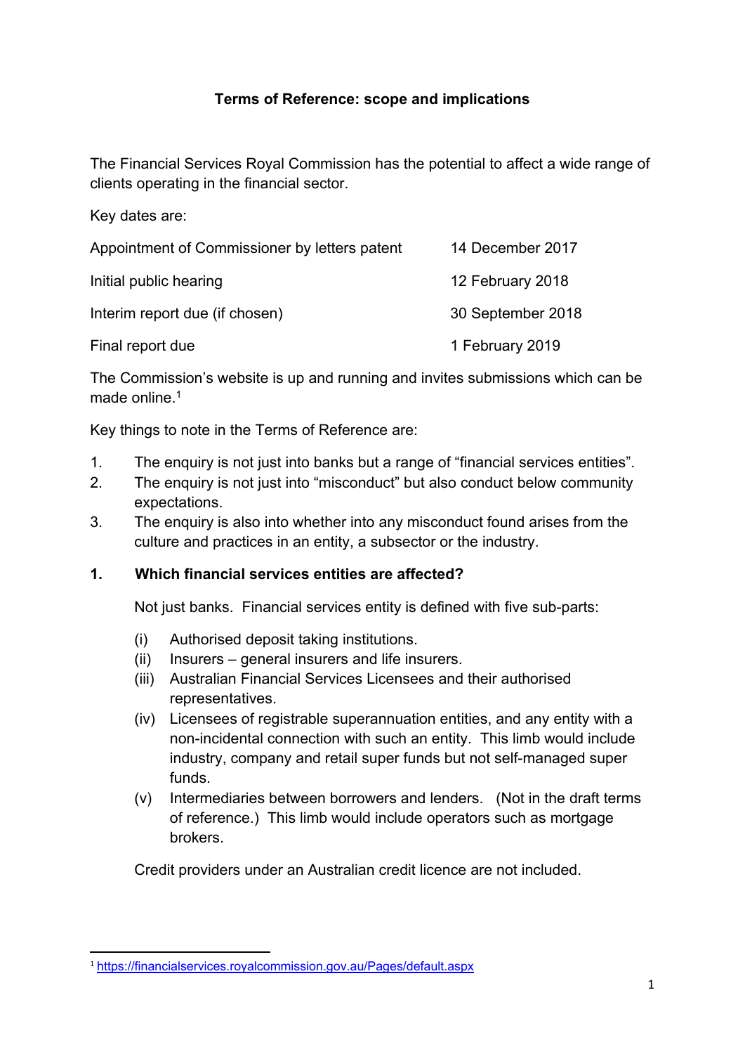# Terms of Reference: scope and implications

The Financial Services Royal Commission has the potential to affect a wide range of clients operating in the financial sector.

Key dates are:

| | |
|---|---|
| Appointment of Commissioner by letters patent | 14 December 2017 |
| Initial public hearing | 12 February 2018 |
| Interim report due (if chosen) | 30 September 2018 |
| Final report due | 1 February 2019 |

The Commission's website is up and running and invites submissions which can be made online.[1]

Key things to note in the Terms of Reference are:

1. The enquiry is not just into banks but a range of "financial services entities".
2. The enquiry is not just into "misconduct" but also conduct below community expectations.
3. The enquiry is also into whether into any misconduct found arises from the culture and practices in an entity, a subsector or the industry.

## 1. Which financial services entities are affected?

Not just banks. Financial services entity is defined with five sub-parts:

(i) Authorised deposit taking institutions.
(ii) Insurers – general insurers and life insurers.
(iii) Australian Financial Services Licensees and their authorised representatives.
(iv) Licensees of registrable superannuation entities, and any entity with a non-incidental connection with such an entity. This limb would include industry, company and retail super funds but not self-managed super funds.
(v) Intermediaries between borrowers and lenders. (Not in the draft terms of reference.) This limb would include operators such as mortgage brokers.

Credit providers under an Australian credit licence are not included.

[1] https://financialservices.royalcommission.gov.au/Pages/default.aspx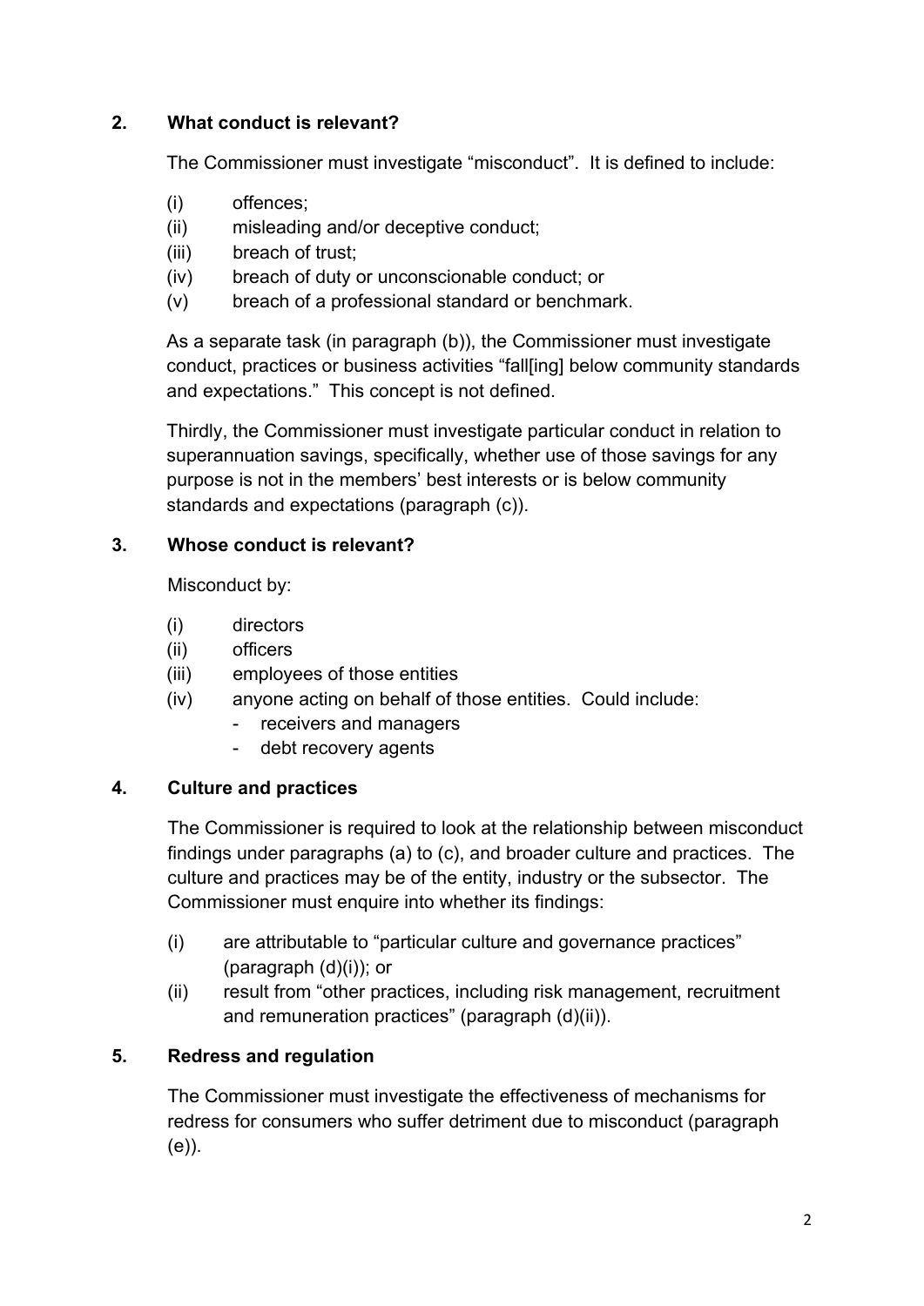## 2. What conduct is relevant?

The Commissioner must investigate "misconduct". It is defined to include:

(i) offences;
(ii) misleading and/or deceptive conduct;
(iii) breach of trust;
(iv) breach of duty or unconscionable conduct; or
(v) breach of a professional standard or benchmark.

As a separate task (in paragraph (b)), the Commissioner must investigate conduct, practices or business activities "fall[ing] below community standards and expectations." This concept is not defined.

Thirdly, the Commissioner must investigate particular conduct in relation to superannuation savings, specifically, whether use of those savings for any purpose is not in the members' best interests or is below community standards and expectations (paragraph (c)).

## 3. Whose conduct is relevant?

Misconduct by:

(i) directors
(ii) officers
(iii) employees of those entities
(iv) anyone acting on behalf of those entities. Could include:
  - receivers and managers
  - debt recovery agents

## 4. Culture and practices

The Commissioner is required to look at the relationship between misconduct findings under paragraphs (a) to (c), and broader culture and practices. The culture and practices may be of the entity, industry or the subsector. The Commissioner must enquire into whether its findings:

(i) are attributable to "particular culture and governance practices" (paragraph (d)(i)); or
(ii) result from "other practices, including risk management, recruitment and remuneration practices" (paragraph (d)(ii)).

## 5. Redress and regulation

The Commissioner must investigate the effectiveness of mechanisms for redress for consumers who suffer detriment due to misconduct (paragraph (e)).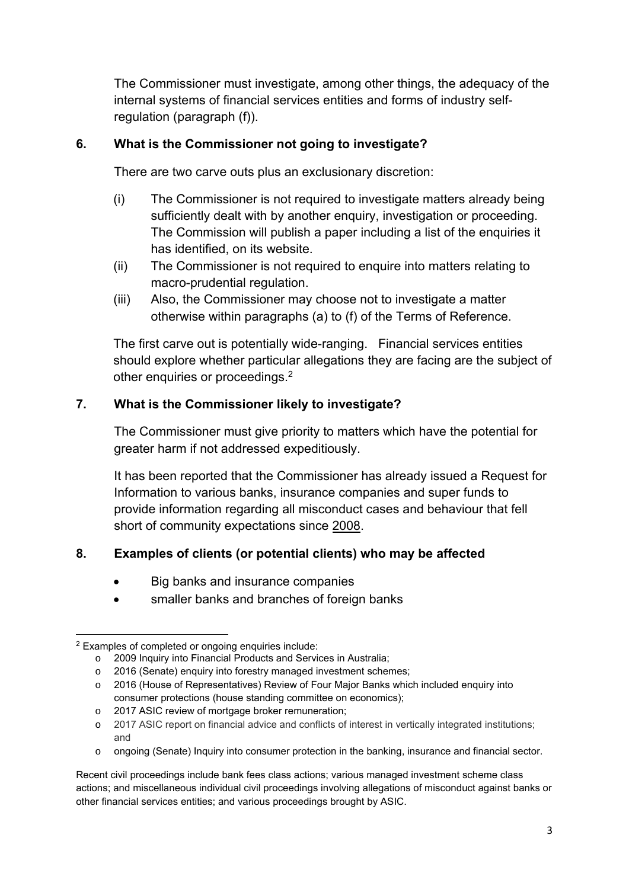The Commissioner must investigate, among other things, the adequacy of the internal systems of financial services entities and forms of industry self-regulation (paragraph (f)).

## 6. What is the Commissioner not going to investigate?

There are two carve outs plus an exclusionary discretion:

(i) The Commissioner is not required to investigate matters already being sufficiently dealt with by another enquiry, investigation or proceeding. The Commission will publish a paper including a list of the enquiries it has identified, on its website.

(ii) The Commissioner is not required to enquire into matters relating to macro-prudential regulation.

(iii) Also, the Commissioner may choose not to investigate a matter otherwise within paragraphs (a) to (f) of the Terms of Reference.

The first carve out is potentially wide-ranging. Financial services entities should explore whether particular allegations they are facing are the subject of other enquiries or proceedings.[2]

## 7. What is the Commissioner likely to investigate?

The Commissioner must give priority to matters which have the potential for greater harm if not addressed expeditiously.

It has been reported that the Commissioner has already issued a Request for Information to various banks, insurance companies and super funds to provide information regarding all misconduct cases and behaviour that fell short of community expectations since 2008.

## 8. Examples of clients (or potential clients) who may be affected

- Big banks and insurance companies
- smaller banks and branches of foreign banks

---

[2] Examples of completed or ongoing enquiries include:

- 2009 Inquiry into Financial Products and Services in Australia;
- 2016 (Senate) enquiry into forestry managed investment schemes;
- 2016 (House of Representatives) Review of Four Major Banks which included enquiry into consumer protections (house standing committee on economics);
- 2017 ASIC review of mortgage broker remuneration;
- 2017 ASIC report on financial advice and conflicts of interest in vertically integrated institutions; and
- ongoing (Senate) Inquiry into consumer protection in the banking, insurance and financial sector.

Recent civil proceedings include bank fees class actions; various managed investment scheme class actions; and miscellaneous individual civil proceedings involving allegations of misconduct against banks or other financial services entities; and various proceedings brought by ASIC.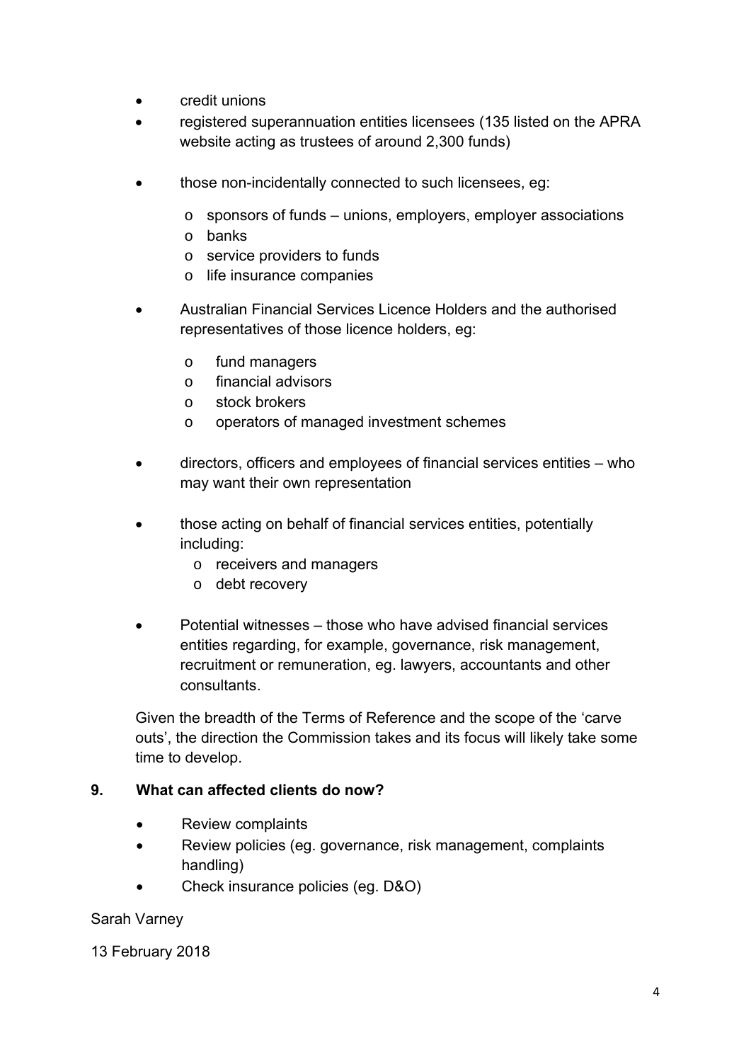- credit unions
- registered superannuation entities licensees (135 listed on the APRA website acting as trustees of around 2,300 funds)
- those non-incidentally connected to such licensees, eg:
  - sponsors of funds – unions, employers, employer associations
  - banks
  - service providers to funds
  - life insurance companies
- Australian Financial Services Licence Holders and the authorised representatives of those licence holders, eg:
  - fund managers
  - financial advisors
  - stock brokers
  - operators of managed investment schemes
- directors, officers and employees of financial services entities – who may want their own representation
- those acting on behalf of financial services entities, potentially including:
  - receivers and managers
  - debt recovery
- Potential witnesses – those who have advised financial services entities regarding, for example, governance, risk management, recruitment or remuneration, eg. lawyers, accountants and other consultants.

Given the breadth of the Terms of Reference and the scope of the 'carve outs', the direction the Commission takes and its focus will likely take some time to develop.

**9. What can affected clients do now?**

- Review complaints
- Review policies (eg. governance, risk management, complaints handling)
- Check insurance policies (eg. D&O)

Sarah Varney

13 February 2018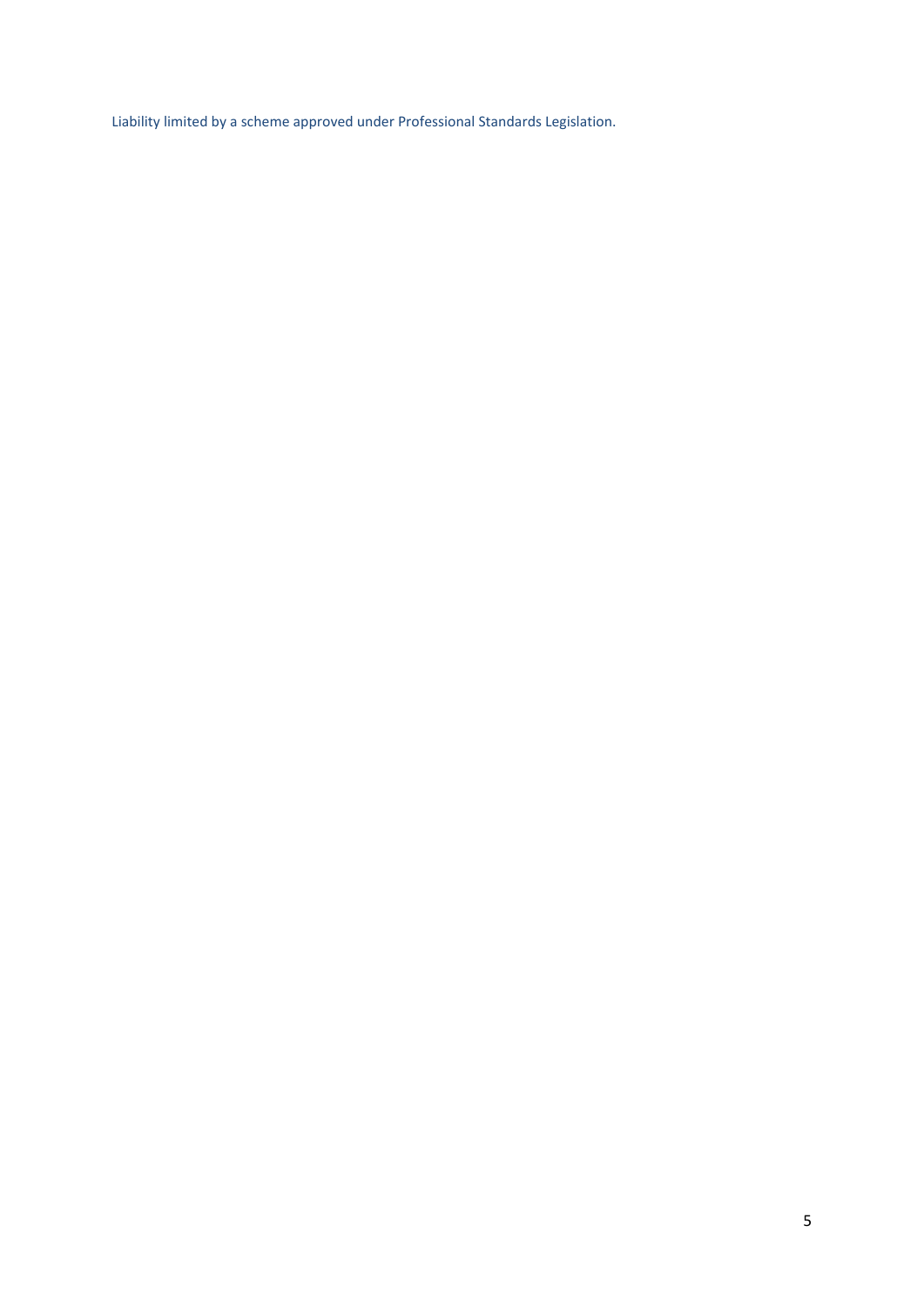Liability limited by a scheme approved under Professional Standards Legislation.